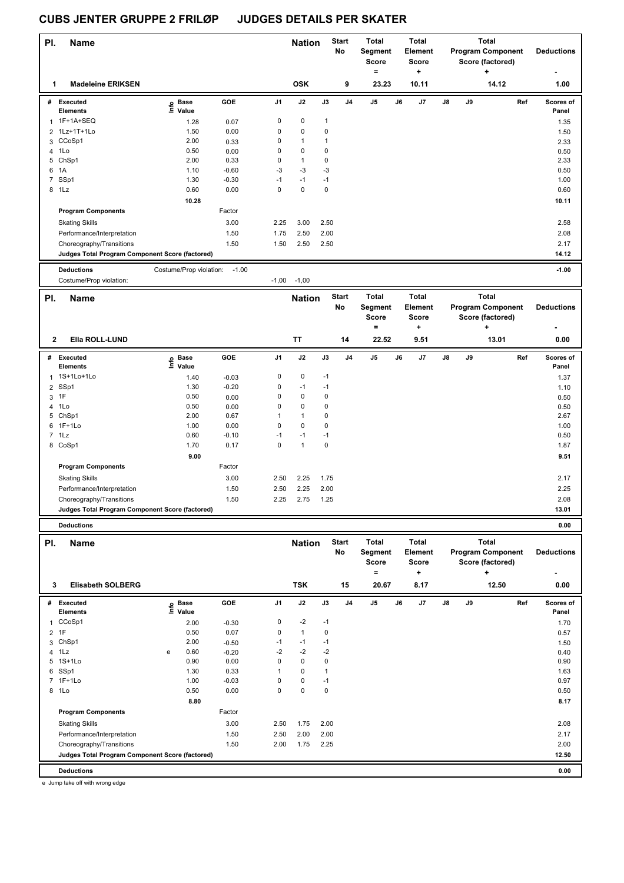# CUBS JENTER GRUPPE 2 FRILØP JUDGES DETAILS PER SKATER

| Pl. | Name | Nation | Start No | Total Segment Score = | Total Element Score + | Total Program Component Score (factored) + | Deductions - |
|---|---|---|---|---|---|---|---|
| 1 | Madeleine ERIKSEN | OSK | 9 | 23.23 | 10.11 | 14.12 | 1.00 |

| # | Executed Elements | Info | Base Value | GOE | J1 | J2 | J3 | J4 | J5 | J6 | J7 | J8 | J9 | Ref | Scores of Panel |
|---|---|---|---|---|---|---|---|---|---|---|---|---|---|---|---|
| 1 | 1F+1A+SEQ | | 1.28 | 0.07 | 0 | 0 | 1 | | | | | | | | 1.35 |
| 2 | 1Lz+1T+1Lo | | 1.50 | 0.00 | 0 | 0 | 0 | | | | | | | | 1.50 |
| 3 | CCoSp1 | | 2.00 | 0.33 | 0 | 1 | 1 | | | | | | | | 2.33 |
| 4 | 1Lo | | 0.50 | 0.00 | 0 | 0 | 0 | | | | | | | | 0.50 |
| 5 | ChSp1 | | 2.00 | 0.33 | 0 | 1 | 0 | | | | | | | | 2.33 |
| 6 | 1A | | 1.10 | -0.60 | -3 | -3 | -3 | | | | | | | | 0.50 |
| 7 | SSp1 | | 1.30 | -0.30 | -1 | -1 | -1 | | | | | | | | 1.00 |
| 8 | 1Lz | | 0.60 | 0.00 | 0 | 0 | 0 | | | | | | | | 0.60 |
| | | | 10.28 | | | | | | | | | | | | 10.11 |
| | **Program Components** | | | Factor | | | | | | | | | | | |
| | Skating Skills | | | 3.00 | 2.25 | 3.00 | 2.50 | | | | | | | | 2.58 |
| | Performance/Interpretation | | | 1.50 | 1.75 | 2.50 | 2.00 | | | | | | | | 2.08 |
| | Choreography/Transitions | | | 1.50 | 1.50 | 2.50 | 2.50 | | | | | | | | 2.17 |
| | **Judges Total Program Component Score (factored)** | | | | | | | | | | | | | | 14.12 |
| | **Deductions** | | Costume/Prop violation: | -1.00 | | | | | | | | | | | -1.00 |
| | Costume/Prop violation: | | | | -1,00 | -1,00 | | | | | | | | | |

| Pl. | Name | Nation | Start No | Total Segment Score = | Total Element Score + | Total Program Component Score (factored) + | Deductions - |
|---|---|---|---|---|---|---|---|
| 2 | Ella ROLL-LUND | TT | 14 | 22.52 | 9.51 | 13.01 | 0.00 |

| # | Executed Elements | Info | Base Value | GOE | J1 | J2 | J3 | J4 | J5 | J6 | J7 | J8 | J9 | Ref | Scores of Panel |
|---|---|---|---|---|---|---|---|---|---|---|---|---|---|---|---|
| 1 | 1S+1Lo+1Lo | | 1.40 | -0.03 | 0 | 0 | -1 | | | | | | | | 1.37 |
| 2 | SSp1 | | 1.30 | -0.20 | 0 | -1 | -1 | | | | | | | | 1.10 |
| 3 | 1F | | 0.50 | 0.00 | 0 | 0 | 0 | | | | | | | | 0.50 |
| 4 | 1Lo | | 0.50 | 0.00 | 0 | 0 | 0 | | | | | | | | 0.50 |
| 5 | ChSp1 | | 2.00 | 0.67 | 1 | 1 | 0 | | | | | | | | 2.67 |
| 6 | 1F+1Lo | | 1.00 | 0.00 | 0 | 0 | 0 | | | | | | | | 1.00 |
| 7 | 1Lz | | 0.60 | -0.10 | -1 | -1 | -1 | | | | | | | | 0.50 |
| 8 | CoSp1 | | 1.70 | 0.17 | 0 | 1 | 0 | | | | | | | | 1.87 |
| | | | 9.00 | | | | | | | | | | | | 9.51 |
| | **Program Components** | | | Factor | | | | | | | | | | | |
| | Skating Skills | | | 3.00 | 2.50 | 2.25 | 1.75 | | | | | | | | 2.17 |
| | Performance/Interpretation | | | 1.50 | 2.50 | 2.25 | 2.00 | | | | | | | | 2.25 |
| | Choreography/Transitions | | | 1.50 | 2.25 | 2.75 | 1.25 | | | | | | | | 2.08 |
| | **Judges Total Program Component Score (factored)** | | | | | | | | | | | | | | 13.01 |
| | **Deductions** | | | | | | | | | | | | | | 0.00 |

| Pl. | Name | Nation | Start No | Total Segment Score = | Total Element Score + | Total Program Component Score (factored) + | Deductions - |
|---|---|---|---|---|---|---|---|
| 3 | Elisabeth SOLBERG | TSK | 15 | 20.67 | 8.17 | 12.50 | 0.00 |

| # | Executed Elements | Info | Base Value | GOE | J1 | J2 | J3 | J4 | J5 | J6 | J7 | J8 | J9 | Ref | Scores of Panel |
|---|---|---|---|---|---|---|---|---|---|---|---|---|---|---|---|
| 1 | CCoSp1 | | 2.00 | -0.30 | 0 | -2 | -1 | | | | | | | | 1.70 |
| 2 | 1F | | 0.50 | 0.07 | 0 | 1 | 0 | | | | | | | | 0.57 |
| 3 | ChSp1 | | 2.00 | -0.50 | -1 | -1 | -1 | | | | | | | | 1.50 |
| 4 | 1Lz | e | 0.60 | -0.20 | -2 | -2 | -2 | | | | | | | | 0.40 |
| 5 | 1S+1Lo | | 0.90 | 0.00 | 0 | 0 | 0 | | | | | | | | 0.90 |
| 6 | SSp1 | | 1.30 | 0.33 | 1 | 0 | 1 | | | | | | | | 1.63 |
| 7 | 1F+1Lo | | 1.00 | -0.03 | 0 | 0 | -1 | | | | | | | | 0.97 |
| 8 | 1Lo | | 0.50 | 0.00 | 0 | 0 | 0 | | | | | | | | 0.50 |
| | | | 8.80 | | | | | | | | | | | | 8.17 |
| | **Program Components** | | | Factor | | | | | | | | | | | |
| | Skating Skills | | | 3.00 | 2.50 | 1.75 | 2.00 | | | | | | | | 2.08 |
| | Performance/Interpretation | | | 1.50 | 2.50 | 2.00 | 2.00 | | | | | | | | 2.17 |
| | Choreography/Transitions | | | 1.50 | 2.00 | 1.75 | 2.25 | | | | | | | | 2.00 |
| | **Judges Total Program Component Score (factored)** | | | | | | | | | | | | | | 12.50 |
| | **Deductions** | | | | | | | | | | | | | | 0.00 |

e Jump take off with wrong edge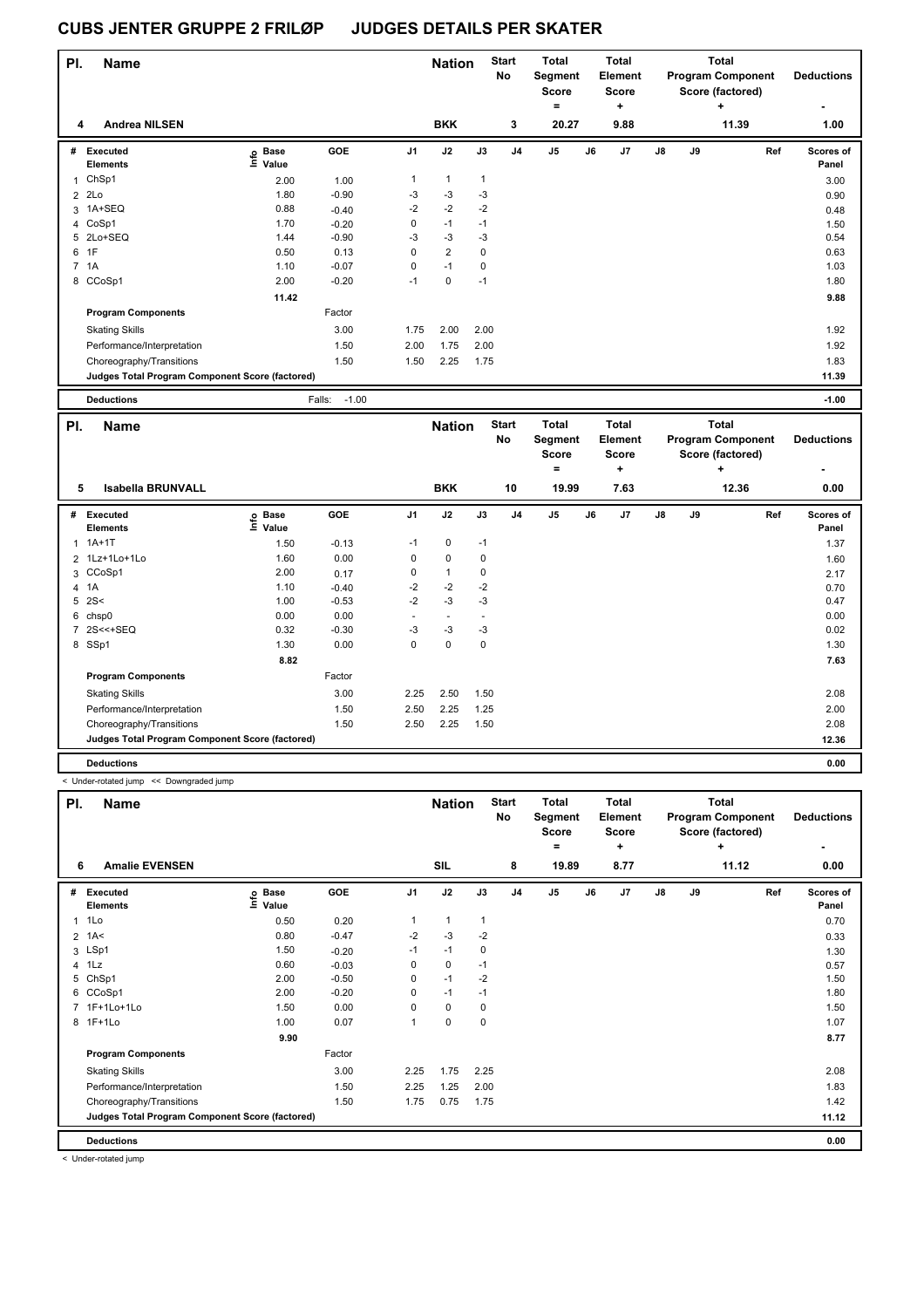# CUBS JENTER GRUPPE 2 FRILØP JUDGES DETAILS PER SKATER

| Pl. | Name | Nation | Start No | Total Segment Score = | Total Element Score + | Total Program Component Score (factored) + | Deductions - |
|---|---|---|---|---|---|---|---|
| 4 | Andrea NILSEN | BKK | 3 | 20.27 | 9.88 | 11.39 | 1.00 |

| # | Executed Elements | Info | Base Value | GOE | J1 | J2 | J3 | J4 | J5 | J6 | J7 | J8 | J9 | Ref | Scores of Panel |
|---|---|---|---|---|---|---|---|---|---|---|---|---|---|---|---|
| 1 | ChSp1 | | 2.00 | 1.00 | 1 | 1 | 1 | | | | | | | | 3.00 |
| 2 | 2Lo | | 1.80 | -0.90 | -3 | -3 | -3 | | | | | | | | 0.90 |
| 3 | 1A+SEQ | | 0.88 | -0.40 | -2 | -2 | -2 | | | | | | | | 0.48 |
| 4 | CoSp1 | | 1.70 | -0.20 | 0 | -1 | -1 | | | | | | | | 1.50 |
| 5 | 2Lo+SEQ | | 1.44 | -0.90 | -3 | -3 | -3 | | | | | | | | 0.54 |
| 6 | 1F | | 0.50 | 0.13 | 0 | 2 | 0 | | | | | | | | 0.63 |
| 7 | 1A | | 1.10 | -0.07 | 0 | -1 | 0 | | | | | | | | 1.03 |
| 8 | CCoSp1 | | 2.00 | -0.20 | -1 | 0 | -1 | | | | | | | | 1.80 |
| | | | 11.42 | | | | | | | | | | | | 9.88 |
| | Program Components | | | Factor | | | | | | | | | | | |
| | Skating Skills | | | 3.00 | 1.75 | 2.00 | 2.00 | | | | | | | | 1.92 |
| | Performance/Interpretation | | | 1.50 | 2.00 | 1.75 | 2.00 | | | | | | | | 1.92 |
| | Choreography/Transitions | | | 1.50 | 1.50 | 2.25 | 1.75 | | | | | | | | 1.83 |
| | Judges Total Program Component Score (factored) | | | | | | | | | | | | | | 11.39 |
| | Deductions | | | Falls: -1.00 | | | | | | | | | | | -1.00 |

| Pl. | Name | Nation | Start No | Total Segment Score = | Total Element Score + | Total Program Component Score (factored) + | Deductions - |
|---|---|---|---|---|---|---|---|
| 5 | Isabella BRUNVALL | BKK | 10 | 19.99 | 7.63 | 12.36 | 0.00 |

| # | Executed Elements | Info | Base Value | GOE | J1 | J2 | J3 | J4 | J5 | J6 | J7 | J8 | J9 | Ref | Scores of Panel |
|---|---|---|---|---|---|---|---|---|---|---|---|---|---|---|---|
| 1 | 1A+1T | | 1.50 | -0.13 | -1 | 0 | -1 | | | | | | | | 1.37 |
| 2 | 1Lz+1Lo+1Lo | | 1.60 | 0.00 | 0 | 0 | 0 | | | | | | | | 1.60 |
| 3 | CCoSp1 | | 2.00 | 0.17 | 0 | 1 | 0 | | | | | | | | 2.17 |
| 4 | 1A | | 1.10 | -0.40 | -2 | -2 | -2 | | | | | | | | 0.70 |
| 5 | 2S< | | 1.00 | -0.53 | -2 | -3 | -3 | | | | | | | | 0.47 |
| 6 | chsp0 | | 0.00 | 0.00 | - | - | - | | | | | | | | 0.00 |
| 7 | 2S<<+SEQ | | 0.32 | -0.30 | -3 | -3 | -3 | | | | | | | | 0.02 |
| 8 | SSp1 | | 1.30 | 0.00 | 0 | 0 | 0 | | | | | | | | 1.30 |
| | | | 8.82 | | | | | | | | | | | | 7.63 |
| | Program Components | | | Factor | | | | | | | | | | | |
| | Skating Skills | | | 3.00 | 2.25 | 2.50 | 1.50 | | | | | | | | 2.08 |
| | Performance/Interpretation | | | 1.50 | 2.50 | 2.25 | 1.25 | | | | | | | | 2.00 |
| | Choreography/Transitions | | | 1.50 | 2.50 | 2.25 | 1.50 | | | | | | | | 2.08 |
| | Judges Total Program Component Score (factored) | | | | | | | | | | | | | | 12.36 |
| | Deductions | | | | | | | | | | | | | | 0.00 |

< Under-rotated jump << Downgraded jump

| Pl. | Name | Nation | Start No | Total Segment Score = | Total Element Score + | Total Program Component Score (factored) + | Deductions - |
|---|---|---|---|---|---|---|---|
| 6 | Amalie EVENSEN | SIL | 8 | 19.89 | 8.77 | 11.12 | 0.00 |

| # | Executed Elements | Info | Base Value | GOE | J1 | J2 | J3 | J4 | J5 | J6 | J7 | J8 | J9 | Ref | Scores of Panel |
|---|---|---|---|---|---|---|---|---|---|---|---|---|---|---|---|
| 1 | 1Lo | | 0.50 | 0.20 | 1 | 1 | 1 | | | | | | | | 0.70 |
| 2 | 1A< | | 0.80 | -0.47 | -2 | -3 | -2 | | | | | | | | 0.33 |
| 3 | LSp1 | | 1.50 | -0.20 | -1 | -1 | 0 | | | | | | | | 1.30 |
| 4 | 1Lz | | 0.60 | -0.03 | 0 | 0 | -1 | | | | | | | | 0.57 |
| 5 | ChSp1 | | 2.00 | -0.50 | 0 | -1 | -2 | | | | | | | | 1.50 |
| 6 | CCoSp1 | | 2.00 | -0.20 | 0 | -1 | -1 | | | | | | | | 1.80 |
| 7 | 1F+1Lo+1Lo | | 1.50 | 0.00 | 0 | 0 | 0 | | | | | | | | 1.50 |
| 8 | 1F+1Lo | | 1.00 | 0.07 | 1 | 0 | 0 | | | | | | | | 1.07 |
| | | | 9.90 | | | | | | | | | | | | 8.77 |
| | Program Components | | | Factor | | | | | | | | | | | |
| | Skating Skills | | | 3.00 | 2.25 | 1.75 | 2.25 | | | | | | | | 2.08 |
| | Performance/Interpretation | | | 1.50 | 2.25 | 1.25 | 2.00 | | | | | | | | 1.83 |
| | Choreography/Transitions | | | 1.50 | 1.75 | 0.75 | 1.75 | | | | | | | | 1.42 |
| | Judges Total Program Component Score (factored) | | | | | | | | | | | | | | 11.12 |
| | Deductions | | | | | | | | | | | | | | 0.00 |

< Under-rotated jump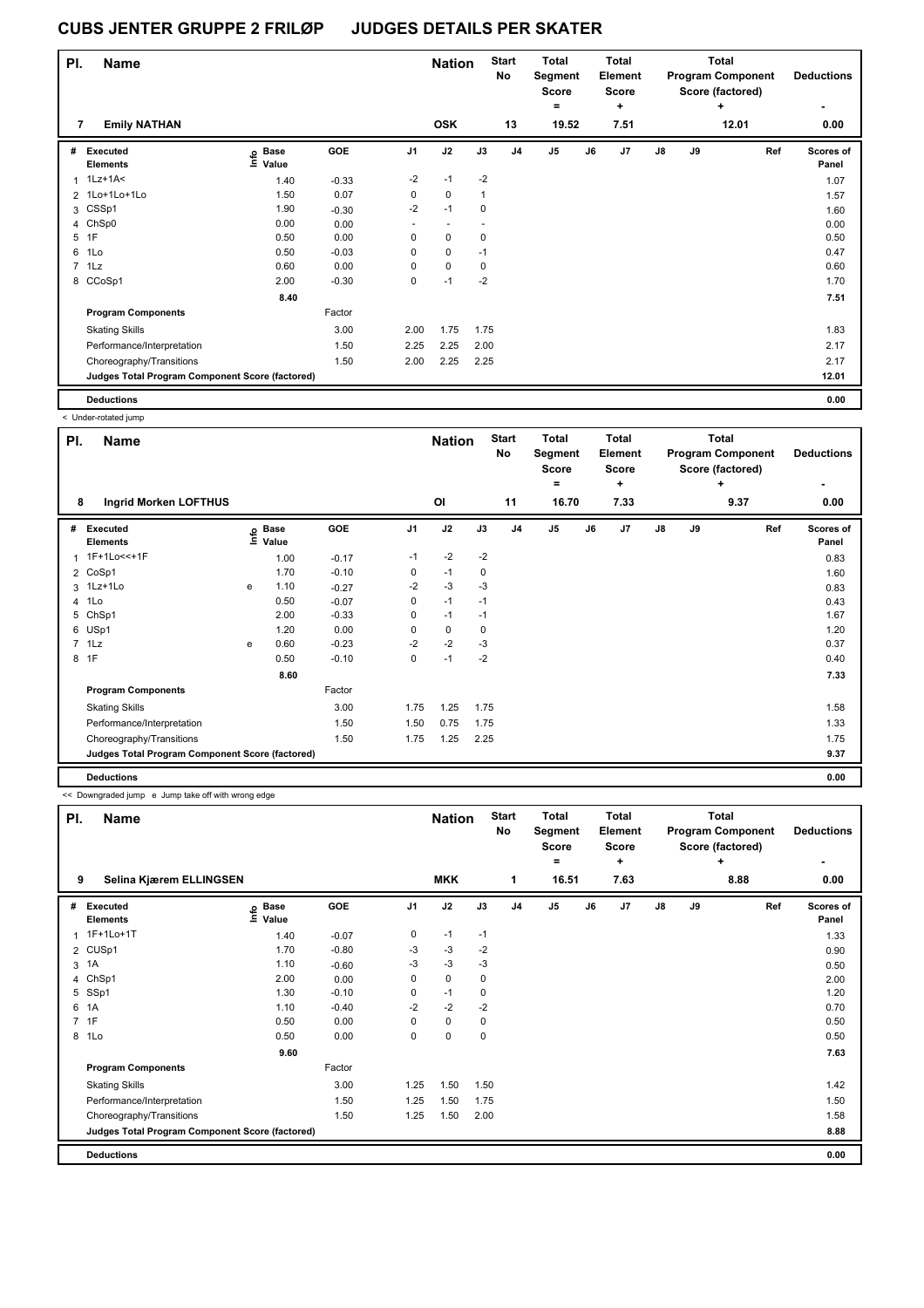# CUBS JENTER GRUPPE 2 FRILØP JUDGES DETAILS PER SKATER

| Pl. | Name | Nation | Start No | Total Segment Score = | Total Element Score + | Total Program Component Score (factored) + | Deductions - |
|---|---|---|---|---|---|---|---|
| 7 | Emily NATHAN | OSK | 13 | 19.52 | 7.51 | 12.01 | 0.00 |

| # | Executed Elements | Info | Base Value | GOE | J1 | J2 | J3 | J4 | J5 | J6 | J7 | J8 | J9 | Ref | Scores of Panel |
|---|---|---|---|---|---|---|---|---|---|---|---|---|---|---|---|
| 1 | 1Lz+1A< | | 1.40 | -0.33 | -2 | -1 | -2 | | | | | | | | 1.07 |
| 2 | 1Lo+1Lo+1Lo | | 1.50 | 0.07 | 0 | 0 | 1 | | | | | | | | 1.57 |
| 3 | CSSp1 | | 1.90 | -0.30 | -2 | -1 | 0 | | | | | | | | 1.60 |
| 4 | ChSp0 | | 0.00 | 0.00 | - | - | - | | | | | | | | 0.00 |
| 5 | 1F | | 0.50 | 0.00 | 0 | 0 | 0 | | | | | | | | 0.50 |
| 6 | 1Lo | | 0.50 | -0.03 | 0 | 0 | -1 | | | | | | | | 0.47 |
| 7 | 1Lz | | 0.60 | 0.00 | 0 | 0 | 0 | | | | | | | | 0.60 |
| 8 | CCoSp1 | | 2.00 | -0.30 | 0 | -1 | -2 | | | | | | | | 1.70 |
| | | | 8.40 | | | | | | | | | | | | 7.51 |
| | Program Components | | | Factor | | | | | | | | | | | |
| | Skating Skills | | | 3.00 | 2.00 | 1.75 | 1.75 | | | | | | | | 1.83 |
| | Performance/Interpretation | | | 1.50 | 2.25 | 2.25 | 2.00 | | | | | | | | 2.17 |
| | Choreography/Transitions | | | 1.50 | 2.00 | 2.25 | 2.25 | | | | | | | | 2.17 |
| | Judges Total Program Component Score (factored) | | | | | | | | | | | | | | 12.01 |
| | Deductions | | | | | | | | | | | | | | 0.00 |

< Under-rotated jump

| Pl. | Name | Nation | Start No | Total Segment Score = | Total Element Score + | Total Program Component Score (factored) + | Deductions - |
|---|---|---|---|---|---|---|---|
| 8 | Ingrid Morken LOFTHUS | OI | 11 | 16.70 | 7.33 | 9.37 | 0.00 |

| # | Executed Elements | Info | Base Value | GOE | J1 | J2 | J3 | J4 | J5 | J6 | J7 | J8 | J9 | Ref | Scores of Panel |
|---|---|---|---|---|---|---|---|---|---|---|---|---|---|---|---|
| 1 | 1F+1Lo<<+1F | | 1.00 | -0.17 | -1 | -2 | -2 | | | | | | | | 0.83 |
| 2 | CoSp1 | | 1.70 | -0.10 | 0 | -1 | 0 | | | | | | | | 1.60 |
| 3 | 1Lz+1Lo | e | 1.10 | -0.27 | -2 | -3 | -3 | | | | | | | | 0.83 |
| 4 | 1Lo | | 0.50 | -0.07 | 0 | -1 | -1 | | | | | | | | 0.43 |
| 5 | ChSp1 | | 2.00 | -0.33 | 0 | -1 | -1 | | | | | | | | 1.67 |
| 6 | USp1 | | 1.20 | 0.00 | 0 | 0 | 0 | | | | | | | | 1.20 |
| 7 | 1Lz | e | 0.60 | -0.23 | -2 | -2 | -3 | | | | | | | | 0.37 |
| 8 | 1F | | 0.50 | -0.10 | 0 | -1 | -2 | | | | | | | | 0.40 |
| | | | 8.60 | | | | | | | | | | | | 7.33 |
| | Program Components | | | Factor | | | | | | | | | | | |
| | Skating Skills | | | 3.00 | 1.75 | 1.25 | 1.75 | | | | | | | | 1.58 |
| | Performance/Interpretation | | | 1.50 | 1.50 | 0.75 | 1.75 | | | | | | | | 1.33 |
| | Choreography/Transitions | | | 1.50 | 1.75 | 1.25 | 2.25 | | | | | | | | 1.75 |
| | Judges Total Program Component Score (factored) | | | | | | | | | | | | | | 9.37 |
| | Deductions | | | | | | | | | | | | | | 0.00 |

<< Downgraded jump e Jump take off with wrong edge

| Pl. | Name | Nation | Start No | Total Segment Score = | Total Element Score + | Total Program Component Score (factored) + | Deductions - |
|---|---|---|---|---|---|---|---|
| 9 | Selina Kjærem ELLINGSEN | MKK | 1 | 16.51 | 7.63 | 8.88 | 0.00 |

| # | Executed Elements | Info | Base Value | GOE | J1 | J2 | J3 | J4 | J5 | J6 | J7 | J8 | J9 | Ref | Scores of Panel |
|---|---|---|---|---|---|---|---|---|---|---|---|---|---|---|---|
| 1 | 1F+1Lo+1T | | 1.40 | -0.07 | 0 | -1 | -1 | | | | | | | | 1.33 |
| 2 | CUSp1 | | 1.70 | -0.80 | -3 | -3 | -2 | | | | | | | | 0.90 |
| 3 | 1A | | 1.10 | -0.60 | -3 | -3 | -3 | | | | | | | | 0.50 |
| 4 | ChSp1 | | 2.00 | 0.00 | 0 | 0 | 0 | | | | | | | | 2.00 |
| 5 | SSp1 | | 1.30 | -0.10 | 0 | -1 | 0 | | | | | | | | 1.20 |
| 6 | 1A | | 1.10 | -0.40 | -2 | -2 | -2 | | | | | | | | 0.70 |
| 7 | 1F | | 0.50 | 0.00 | 0 | 0 | 0 | | | | | | | | 0.50 |
| 8 | 1Lo | | 0.50 | 0.00 | 0 | 0 | 0 | | | | | | | | 0.50 |
| | | | 9.60 | | | | | | | | | | | | 7.63 |
| | Program Components | | | Factor | | | | | | | | | | | |
| | Skating Skills | | | 3.00 | 1.25 | 1.50 | 1.50 | | | | | | | | 1.42 |
| | Performance/Interpretation | | | 1.50 | 1.25 | 1.50 | 1.75 | | | | | | | | 1.50 |
| | Choreography/Transitions | | | 1.50 | 1.25 | 1.50 | 2.00 | | | | | | | | 1.58 |
| | Judges Total Program Component Score (factored) | | | | | | | | | | | | | | 8.88 |
| | Deductions | | | | | | | | | | | | | | 0.00 |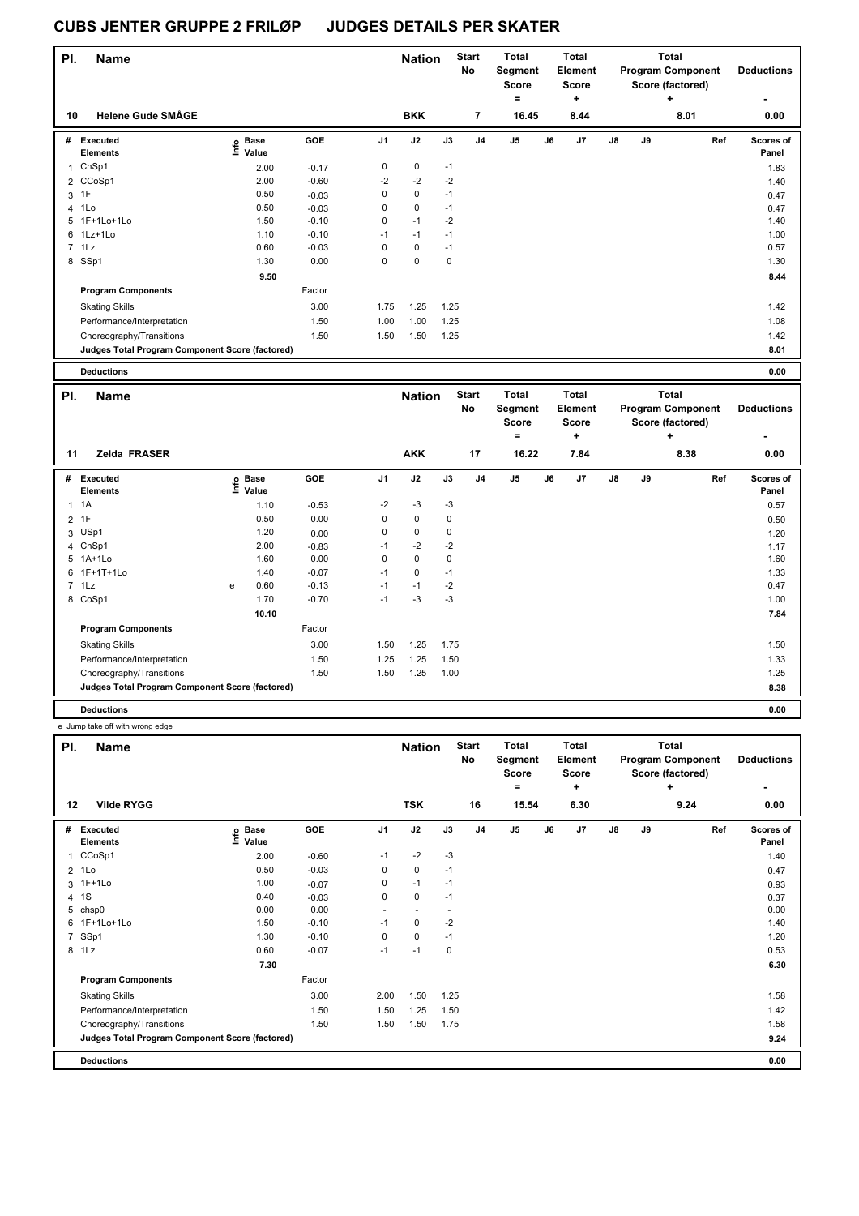# CUBS JENTER GRUPPE 2 FRILØP JUDGES DETAILS PER SKATER

| Pl. | Name | Nation | Start No | Total Segment Score = | Total Element Score + | Total Program Component Score (factored) + | Deductions - |
|---|---|---|---|---|---|---|---|
| 10 | Helene Gude SMÅGE | BKK | 7 | 16.45 | 8.44 | 8.01 | 0.00 |

| # | Executed Elements | Info | Base Value | GOE | J1 | J2 | J3 | J4 | J5 | J6 | J7 | J8 | J9 | Ref | Scores of Panel |
|---|---|---|---|---|---|---|---|---|---|---|---|---|---|---|---|
| 1 | ChSp1 | | 2.00 | -0.17 | 0 | 0 | -1 | | | | | | | | 1.83 |
| 2 | CCoSp1 | | 2.00 | -0.60 | -2 | -2 | -2 | | | | | | | | 1.40 |
| 3 | 1F | | 0.50 | -0.03 | 0 | 0 | -1 | | | | | | | | 0.47 |
| 4 | 1Lo | | 0.50 | -0.03 | 0 | 0 | -1 | | | | | | | | 0.47 |
| 5 | 1F+1Lo+1Lo | | 1.50 | -0.10 | 0 | -1 | -2 | | | | | | | | 1.40 |
| 6 | 1Lz+1Lo | | 1.10 | -0.10 | -1 | -1 | -1 | | | | | | | | 1.00 |
| 7 | 1Lz | | 0.60 | -0.03 | 0 | 0 | -1 | | | | | | | | 0.57 |
| 8 | SSp1 | | 1.30 | 0.00 | 0 | 0 | 0 | | | | | | | | 1.30 |
| | | | 9.50 | | | | | | | | | | | | 8.44 |
| | **Program Components** | | | Factor | | | | | | | | | | | |
| | Skating Skills | | | 3.00 | 1.75 | 1.25 | 1.25 | | | | | | | | 1.42 |
| | Performance/Interpretation | | | 1.50 | 1.00 | 1.00 | 1.25 | | | | | | | | 1.08 |
| | Choreography/Transitions | | | 1.50 | 1.50 | 1.50 | 1.25 | | | | | | | | 1.42 |
| | **Judges Total Program Component Score (factored)** | | | | | | | | | | | | | | 8.01 |
| | **Deductions** | | | | | | | | | | | | | | 0.00 |

| Pl. | Name | Nation | Start No | Total Segment Score = | Total Element Score + | Total Program Component Score (factored) + | Deductions - |
|---|---|---|---|---|---|---|---|
| 11 | Zelda FRASER | AKK | 17 | 16.22 | 7.84 | 8.38 | 0.00 |

| # | Executed Elements | Info | Base Value | GOE | J1 | J2 | J3 | J4 | J5 | J6 | J7 | J8 | J9 | Ref | Scores of Panel |
|---|---|---|---|---|---|---|---|---|---|---|---|---|---|---|---|
| 1 | 1A | | 1.10 | -0.53 | -2 | -3 | -3 | | | | | | | | 0.57 |
| 2 | 1F | | 0.50 | 0.00 | 0 | 0 | 0 | | | | | | | | 0.50 |
| 3 | USp1 | | 1.20 | 0.00 | 0 | 0 | 0 | | | | | | | | 1.20 |
| 4 | ChSp1 | | 2.00 | -0.83 | -1 | -2 | -2 | | | | | | | | 1.17 |
| 5 | 1A+1Lo | | 1.60 | 0.00 | 0 | 0 | 0 | | | | | | | | 1.60 |
| 6 | 1F+1T+1Lo | | 1.40 | -0.07 | -1 | 0 | -1 | | | | | | | | 1.33 |
| 7 | 1Lz | e | 0.60 | -0.13 | -1 | -1 | -2 | | | | | | | | 0.47 |
| 8 | CoSp1 | | 1.70 | -0.70 | -1 | -3 | -3 | | | | | | | | 1.00 |
| | | | 10.10 | | | | | | | | | | | | 7.84 |
| | **Program Components** | | | Factor | | | | | | | | | | | |
| | Skating Skills | | | 3.00 | 1.50 | 1.25 | 1.75 | | | | | | | | 1.50 |
| | Performance/Interpretation | | | 1.50 | 1.25 | 1.25 | 1.50 | | | | | | | | 1.33 |
| | Choreography/Transitions | | | 1.50 | 1.50 | 1.25 | 1.00 | | | | | | | | 1.25 |
| | **Judges Total Program Component Score (factored)** | | | | | | | | | | | | | | 8.38 |
| | **Deductions** | | | | | | | | | | | | | | 0.00 |

e Jump take off with wrong edge

| Pl. | Name | Nation | Start No | Total Segment Score = | Total Element Score + | Total Program Component Score (factored) + | Deductions - |
|---|---|---|---|---|---|---|---|
| 12 | Vilde RYGG | TSK | 16 | 15.54 | 6.30 | 9.24 | 0.00 |

| # | Executed Elements | Info | Base Value | GOE | J1 | J2 | J3 | J4 | J5 | J6 | J7 | J8 | J9 | Ref | Scores of Panel |
|---|---|---|---|---|---|---|---|---|---|---|---|---|---|---|---|
| 1 | CCoSp1 | | 2.00 | -0.60 | -1 | -2 | -3 | | | | | | | | 1.40 |
| 2 | 1Lo | | 0.50 | -0.03 | 0 | 0 | -1 | | | | | | | | 0.47 |
| 3 | 1F+1Lo | | 1.00 | -0.07 | 0 | -1 | -1 | | | | | | | | 0.93 |
| 4 | 1S | | 0.40 | -0.03 | 0 | 0 | -1 | | | | | | | | 0.37 |
| 5 | chsp0 | | 0.00 | 0.00 | - | - | - | | | | | | | | 0.00 |
| 6 | 1F+1Lo+1Lo | | 1.50 | -0.10 | -1 | 0 | -2 | | | | | | | | 1.40 |
| 7 | SSp1 | | 1.30 | -0.10 | 0 | 0 | -1 | | | | | | | | 1.20 |
| 8 | 1Lz | | 0.60 | -0.07 | -1 | -1 | 0 | | | | | | | | 0.53 |
| | | | 7.30 | | | | | | | | | | | | 6.30 |
| | **Program Components** | | | Factor | | | | | | | | | | | |
| | Skating Skills | | | 3.00 | 2.00 | 1.50 | 1.25 | | | | | | | | 1.58 |
| | Performance/Interpretation | | | 1.50 | 1.50 | 1.25 | 1.50 | | | | | | | | 1.42 |
| | Choreography/Transitions | | | 1.50 | 1.50 | 1.50 | 1.75 | | | | | | | | 1.58 |
| | **Judges Total Program Component Score (factored)** | | | | | | | | | | | | | | 9.24 |
| | **Deductions** | | | | | | | | | | | | | | 0.00 |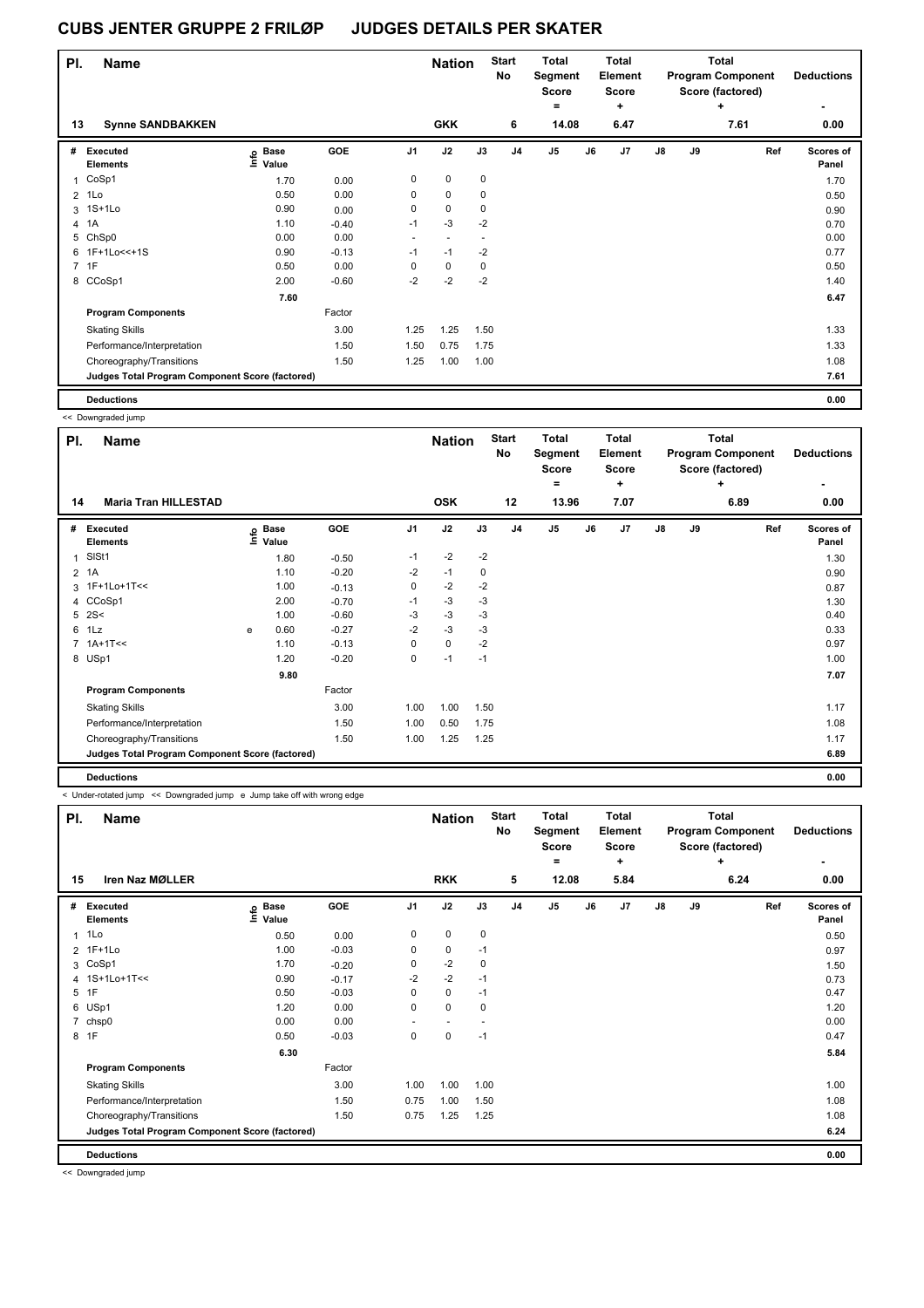# CUBS JENTER GRUPPE 2 FRILØP JUDGES DETAILS PER SKATER

| Pl. | Name | Nation | Start No | Total Segment Score = | Total Element Score + | Total Program Component Score (factored) + | Deductions - |
|---|---|---|---|---|---|---|---|
| 13 | Synne SANDBAKKEN | GKK | 6 | 14.08 | 6.47 | 7.61 | 0.00 |

| # | Executed Elements | Info | Base Value | GOE | J1 | J2 | J3 | J4 | J5 | J6 | J7 | J8 | J9 | Ref | Scores of Panel |
|---|---|---|---|---|---|---|---|---|---|---|---|---|---|---|---|
| 1 | CoSp1 | | 1.70 | 0.00 | 0 | 0 | 0 | | | | | | | | 1.70 |
| 2 | 1Lo | | 0.50 | 0.00 | 0 | 0 | 0 | | | | | | | | 0.50 |
| 3 | 1S+1Lo | | 0.90 | 0.00 | 0 | 0 | 0 | | | | | | | | 0.90 |
| 4 | 1A | | 1.10 | -0.40 | -1 | -3 | -2 | | | | | | | | 0.70 |
| 5 | ChSp0 | | 0.00 | 0.00 | - | - | - | | | | | | | | 0.00 |
| 6 | 1F+1Lo<<+1S | | 0.90 | -0.13 | -1 | -1 | -2 | | | | | | | | 0.77 |
| 7 | 1F | | 0.50 | 0.00 | 0 | 0 | 0 | | | | | | | | 0.50 |
| 8 | CCoSp1 | | 2.00 | -0.60 | -2 | -2 | -2 | | | | | | | | 1.40 |
| | | | 7.60 | | | | | | | | | | | | 6.47 |
| | **Program Components** | | | Factor | | | | | | | | | | | |
| | Skating Skills | | | 3.00 | 1.25 | 1.25 | 1.50 | | | | | | | | 1.33 |
| | Performance/Interpretation | | | 1.50 | 1.50 | 0.75 | 1.75 | | | | | | | | 1.33 |
| | Choreography/Transitions | | | 1.50 | 1.25 | 1.00 | 1.00 | | | | | | | | 1.08 |
| | **Judges Total Program Component Score (factored)** | | | | | | | | | | | | | | 7.61 |
| | **Deductions** | | | | | | | | | | | | | | 0.00 |

<< Downgraded jump

| Pl. | Name | Nation | Start No | Total Segment Score = | Total Element Score + | Total Program Component Score (factored) + | Deductions - |
|---|---|---|---|---|---|---|---|
| 14 | Maria Tran HILLESTAD | OSK | 12 | 13.96 | 7.07 | 6.89 | 0.00 |

| # | Executed Elements | Info | Base Value | GOE | J1 | J2 | J3 | J4 | J5 | J6 | J7 | J8 | J9 | Ref | Scores of Panel |
|---|---|---|---|---|---|---|---|---|---|---|---|---|---|---|---|
| 1 | SlSt1 | | 1.80 | -0.50 | -1 | -2 | -2 | | | | | | | | 1.30 |
| 2 | 1A | | 1.10 | -0.20 | -2 | -1 | 0 | | | | | | | | 0.90 |
| 3 | 1F+1Lo+1T<< | | 1.00 | -0.13 | 0 | -2 | -2 | | | | | | | | 0.87 |
| 4 | CCoSp1 | | 2.00 | -0.70 | -1 | -3 | -3 | | | | | | | | 1.30 |
| 5 | 2S< | | 1.00 | -0.60 | -3 | -3 | -3 | | | | | | | | 0.40 |
| 6 | 1Lz | e | 0.60 | -0.27 | -2 | -3 | -3 | | | | | | | | 0.33 |
| 7 | 1A+1T<< | | 1.10 | -0.13 | 0 | 0 | -2 | | | | | | | | 0.97 |
| 8 | USp1 | | 1.20 | -0.20 | 0 | -1 | -1 | | | | | | | | 1.00 |
| | | | 9.80 | | | | | | | | | | | | 7.07 |
| | **Program Components** | | | Factor | | | | | | | | | | | |
| | Skating Skills | | | 3.00 | 1.00 | 1.00 | 1.50 | | | | | | | | 1.17 |
| | Performance/Interpretation | | | 1.50 | 1.00 | 0.50 | 1.75 | | | | | | | | 1.08 |
| | Choreography/Transitions | | | 1.50 | 1.00 | 1.25 | 1.25 | | | | | | | | 1.17 |
| | **Judges Total Program Component Score (factored)** | | | | | | | | | | | | | | 6.89 |
| | **Deductions** | | | | | | | | | | | | | | 0.00 |

< Under-rotated jump << Downgraded jump e Jump take off with wrong edge

| Pl. | Name | Nation | Start No | Total Segment Score = | Total Element Score + | Total Program Component Score (factored) + | Deductions - |
|---|---|---|---|---|---|---|---|
| 15 | Iren Naz MØLLER | RKK | 5 | 12.08 | 5.84 | 6.24 | 0.00 |

| # | Executed Elements | Info | Base Value | GOE | J1 | J2 | J3 | J4 | J5 | J6 | J7 | J8 | J9 | Ref | Scores of Panel |
|---|---|---|---|---|---|---|---|---|---|---|---|---|---|---|---|
| 1 | 1Lo | | 0.50 | 0.00 | 0 | 0 | 0 | | | | | | | | 0.50 |
| 2 | 1F+1Lo | | 1.00 | -0.03 | 0 | 0 | -1 | | | | | | | | 0.97 |
| 3 | CoSp1 | | 1.70 | -0.20 | 0 | -2 | 0 | | | | | | | | 1.50 |
| 4 | 1S+1Lo+1T<< | | 0.90 | -0.17 | -2 | -2 | -1 | | | | | | | | 0.73 |
| 5 | 1F | | 0.50 | -0.03 | 0 | 0 | -1 | | | | | | | | 0.47 |
| 6 | USp1 | | 1.20 | 0.00 | 0 | 0 | 0 | | | | | | | | 1.20 |
| 7 | chsp0 | | 0.00 | 0.00 | - | - | - | | | | | | | | 0.00 |
| 8 | 1F | | 0.50 | -0.03 | 0 | 0 | -1 | | | | | | | | 0.47 |
| | | | 6.30 | | | | | | | | | | | | 5.84 |
| | **Program Components** | | | Factor | | | | | | | | | | | |
| | Skating Skills | | | 3.00 | 1.00 | 1.00 | 1.00 | | | | | | | | 1.00 |
| | Performance/Interpretation | | | 1.50 | 0.75 | 1.00 | 1.50 | | | | | | | | 1.08 |
| | Choreography/Transitions | | | 1.50 | 0.75 | 1.25 | 1.25 | | | | | | | | 1.08 |
| | **Judges Total Program Component Score (factored)** | | | | | | | | | | | | | | 6.24 |
| | **Deductions** | | | | | | | | | | | | | | 0.00 |

<< Downgraded jump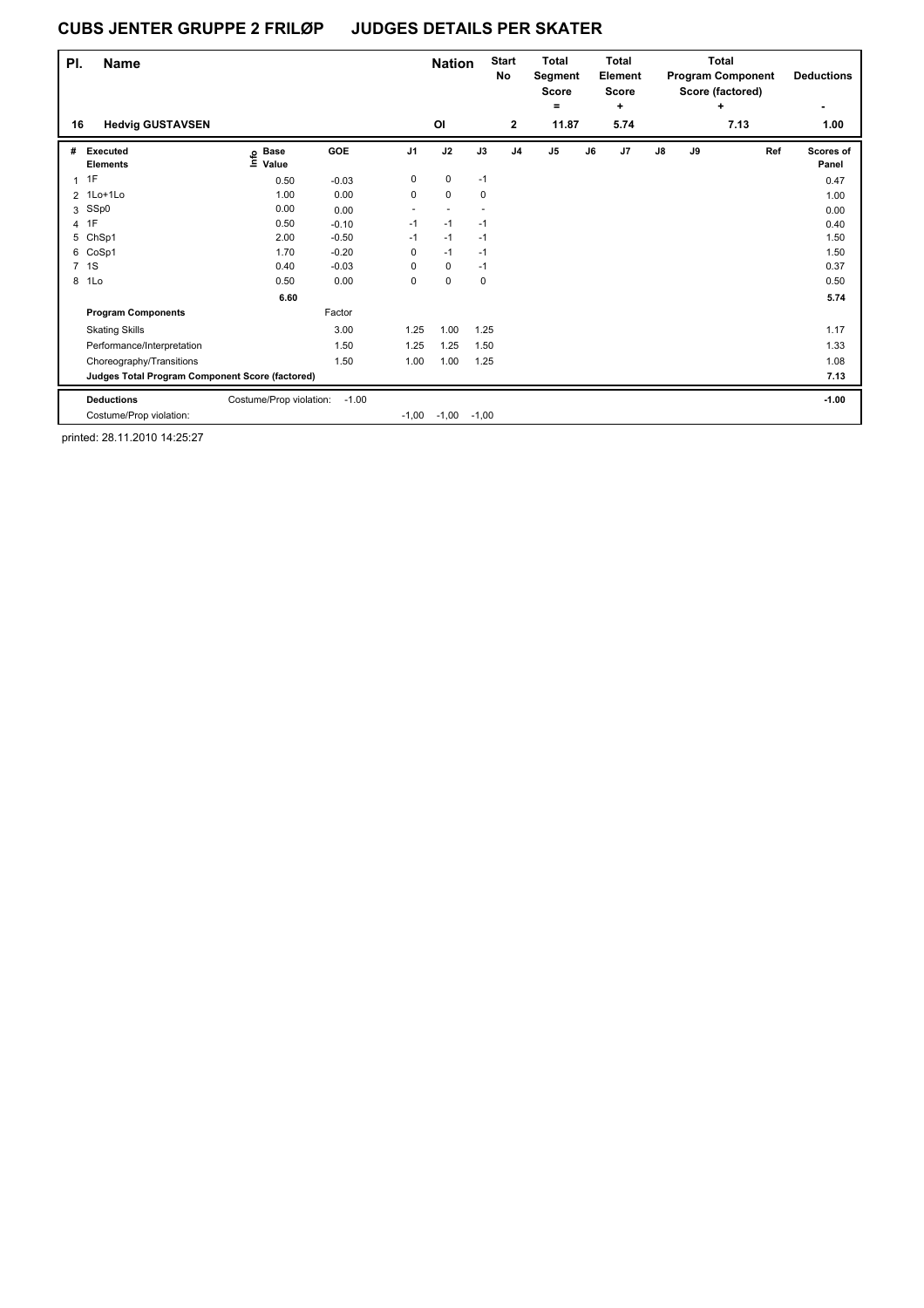# CUBS JENTER GRUPPE 2 FRILØP JUDGES DETAILS PER SKATER

| Pl. | Name | Nation | Start No | Total Segment Score = | Total Element Score + | Total Program Component Score (factored) + | Deductions - |
|---|---|---|---|---|---|---|---|
| 16 | Hedvig GUSTAVSEN | OI | 2 | 11.87 | 5.74 | 7.13 | 1.00 |

| # | Executed Elements | Info | Base Value | GOE | J1 | J2 | J3 | J4 | J5 | J6 | J7 | J8 | J9 | Ref | Scores of Panel |
|---|---|---|---|---|---|---|---|---|---|---|---|---|---|---|---|
| 1 | 1F | | 0.50 | -0.03 | 0 | 0 | -1 | | | | | | | | 0.47 |
| 2 | 1Lo+1Lo | | 1.00 | 0.00 | 0 | 0 | 0 | | | | | | | | 1.00 |
| 3 | SSp0 | | 0.00 | 0.00 | - | - | - | | | | | | | | 0.00 |
| 4 | 1F | | 0.50 | -0.10 | -1 | -1 | -1 | | | | | | | | 0.40 |
| 5 | ChSp1 | | 2.00 | -0.50 | -1 | -1 | -1 | | | | | | | | 1.50 |
| 6 | CoSp1 | | 1.70 | -0.20 | 0 | -1 | -1 | | | | | | | | 1.50 |
| 7 | 1S | | 0.40 | -0.03 | 0 | 0 | -1 | | | | | | | | 0.37 |
| 8 | 1Lo | | 0.50 | 0.00 | 0 | 0 | 0 | | | | | | | | 0.50 |
| | | | 6.60 | | | | | | | | | | | | 5.74 |
| | **Program Components** | | | Factor | | | | | | | | | | | |
| | Skating Skills | | | 3.00 | 1.25 | 1.00 | 1.25 | | | | | | | | 1.17 |
| | Performance/Interpretation | | | 1.50 | 1.25 | 1.25 | 1.50 | | | | | | | | 1.33 |
| | Choreography/Transitions | | | 1.50 | 1.00 | 1.00 | 1.25 | | | | | | | | 1.08 |
| | **Judges Total Program Component Score (factored)** | | | | | | | | | | | | | | 7.13 |
| | **Deductions** | | Costume/Prop violation: | -1.00 | | | | | | | | | | | -1.00 |
| | Costume/Prop violation: | | | | -1,00 | -1,00 | -1,00 | | | | | | | | |

printed: 28.11.2010 14:25:27